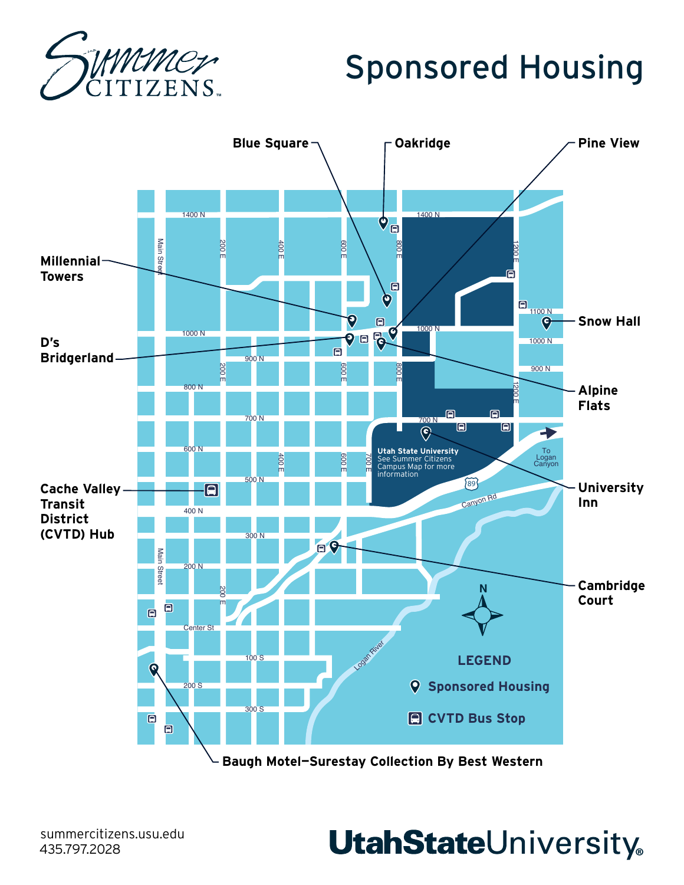Summer CITIZENS

# Sponsored Housing

- Blue Square
- Oakridge
- Pine View
- Millennial Towers
- Snow Hall
- D's Bridgerland
- Alpine Flats
- Cache Valley Transit District (CVTD) Hub
- University Inn
- Cambridge Court
- Baugh Motel—Surestay Collection By Best Western

Utah State University
See Summer Citizens Campus Map for more information

To Logan Canyon

**LEGEND**

- Sponsored Housing
- CVTD Bus Stop

summercitizens.usu.edu
435.797.2028

UtahStateUniversity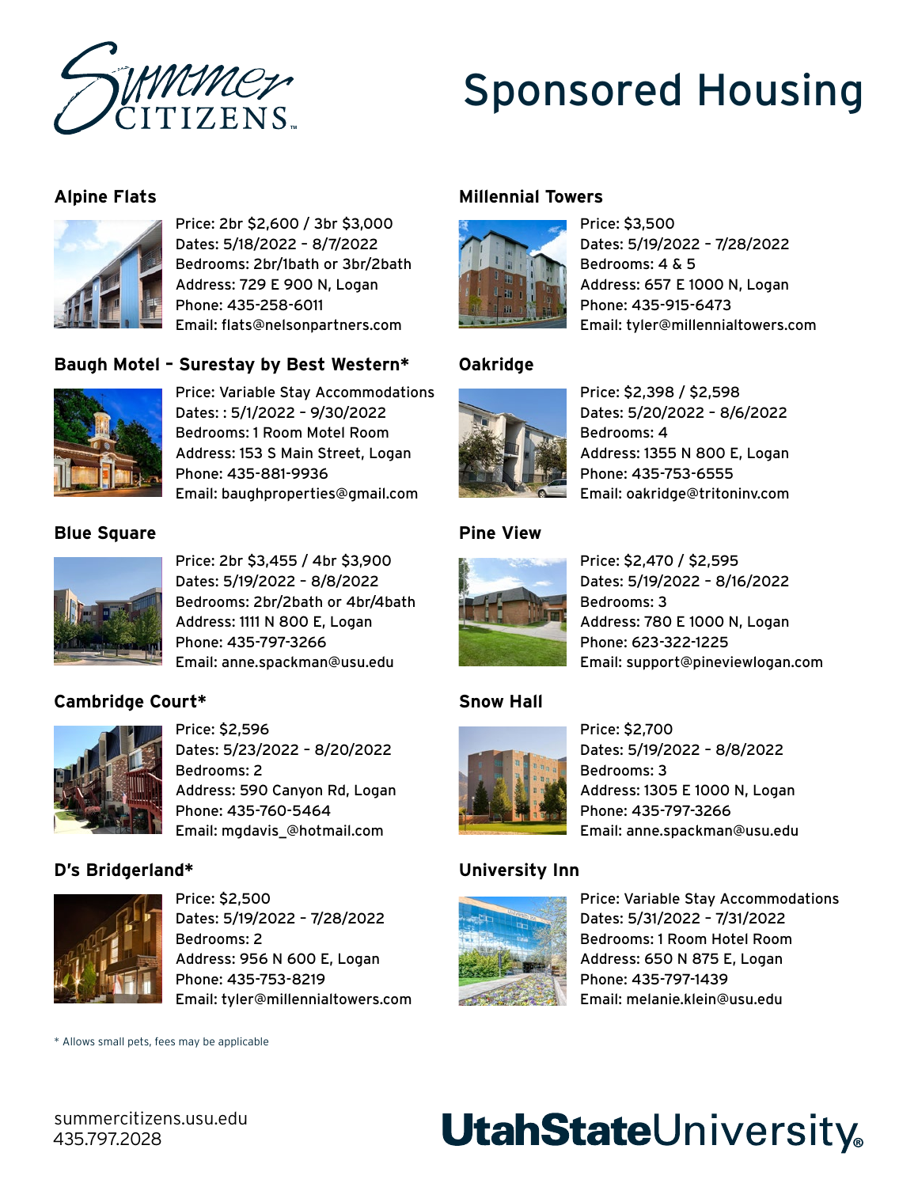# Summer Citizens

# Sponsored Housing

### Alpine Flats

Price: 2br $2,600 / 3br $3,000
Dates: 5/18/2022 – 8/7/2022
Bedrooms: 2br/1bath or 3br/2bath
Address: 729 E 900 N, Logan
Phone: 435-258-6011
Email: flats@nelsonpartners.com

### Baugh Motel – Surestay by Best Western*

Price: Variable Stay Accommodations
Dates: : 5/1/2022 – 9/30/2022
Bedrooms: 1 Room Motel Room
Address: 153 S Main Street, Logan
Phone: 435-881-9936
Email: baughproperties@gmail.com

### Blue Square

Price: 2br $3,455 / 4br $3,900
Dates: 5/19/2022 – 8/8/2022
Bedrooms: 2br/2bath or 4br/4bath
Address: 1111 N 800 E, Logan
Phone: 435-797-3266
Email: anne.spackman@usu.edu

### Cambridge Court*

Price: $2,596
Dates: 5/23/2022 – 8/20/2022
Bedrooms: 2
Address: 590 Canyon Rd, Logan
Phone: 435-760-5464
Email: mgdavis_@hotmail.com

### D's Bridgerland*

Price: $2,500
Dates: 5/19/2022 – 7/28/2022
Bedrooms: 2
Address: 956 N 600 E, Logan
Phone: 435-753-8219
Email: tyler@millennialtowers.com

### Millennial Towers

Price: $3,500
Dates: 5/19/2022 – 7/28/2022
Bedrooms: 4 & 5
Address: 657 E 1000 N, Logan
Phone: 435-915-6473
Email: tyler@millennialtowers.com

### Oakridge

Price: $2,398 / $2,598
Dates: 5/20/2022 – 8/6/2022
Bedrooms: 4
Address: 1355 N 800 E, Logan
Phone: 435-753-6555
Email: oakridge@tritoninv.com

### Pine View

Price: $2,470 / $2,595
Dates: 5/19/2022 – 8/16/2022
Bedrooms: 3
Address: 780 E 1000 N, Logan
Phone: 623-322-1225
Email: support@pineviewlogan.com

### Snow Hall

Price: $2,700
Dates: 5/19/2022 – 8/8/2022
Bedrooms: 3
Address: 1305 E 1000 N, Logan
Phone: 435-797-3266
Email: anne.spackman@usu.edu

### University Inn

Price: Variable Stay Accommodations
Dates: 5/31/2022 – 7/31/2022
Bedrooms: 1 Room Hotel Room
Address: 650 N 875 E, Logan
Phone: 435-797-1439
Email: melanie.klein@usu.edu

\* Allows small pets, fees may be applicable

summercitizens.usu.edu
435.797.2028

UtahStateUniversity